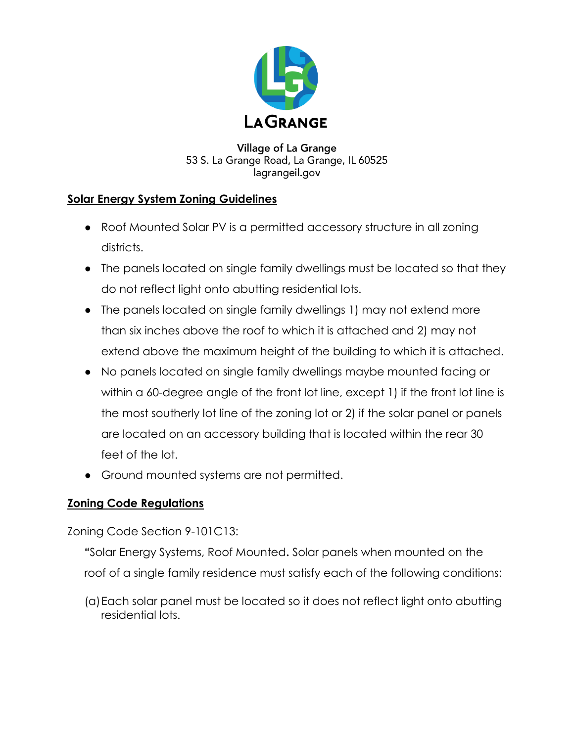LA GRANGE

**Village of La Grange**
53 S. La Grange Road, La Grange, IL 60525
lagrangeil.gov

## Solar Energy System Zoning Guidelines

- Roof Mounted Solar PV is a permitted accessory structure in all zoning districts.
- The panels located on single family dwellings must be located so that they do not reflect light onto abutting residential lots.
- The panels located on single family dwellings 1) may not extend more than six inches above the roof to which it is attached and 2) may not extend above the maximum height of the building to which it is attached.
- No panels located on single family dwellings maybe mounted facing or within a 60-degree angle of the front lot line, except 1) if the front lot line is the most southerly lot line of the zoning lot or 2) if the solar panel or panels are located on an accessory building that is located within the rear 30 feet of the lot.
- Ground mounted systems are not permitted.

## Zoning Code Regulations

Zoning Code Section 9-101C13:

"Solar Energy Systems, Roof Mounted**.** Solar panels when mounted on the roof of a single family residence must satisfy each of the following conditions:

(a) Each solar panel must be located so it does not reflect light onto abutting residential lots.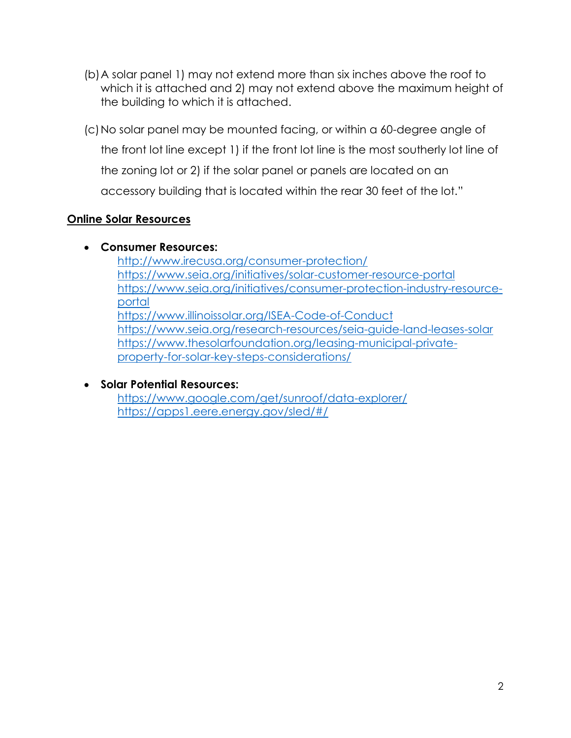(b) A solar panel 1) may not extend more than six inches above the roof to which it is attached and 2) may not extend above the maximum height of the building to which it is attached.

(c) No solar panel may be mounted facing, or within a 60-degree angle of the front lot line except 1) if the front lot line is the most southerly lot line of the zoning lot or 2) if the solar panel or panels are located on an accessory building that is located within the rear 30 feet of the lot."

**Online Solar Resources**

- **Consumer Resources:**
  http://www.irecusa.org/consumer-protection/
  https://www.seia.org/initiatives/solar-customer-resource-portal
  https://www.seia.org/initiatives/consumer-protection-industry-resource-portal
  https://www.illinoissolar.org/ISEA-Code-of-Conduct
  https://www.seia.org/research-resources/seia-guide-land-leases-solar
  https://www.thesolarfoundation.org/leasing-municipal-private-property-for-solar-key-steps-considerations/

- **Solar Potential Resources:**
  https://www.google.com/get/sunroof/data-explorer/
  https://apps1.eere.energy.gov/sled/#/